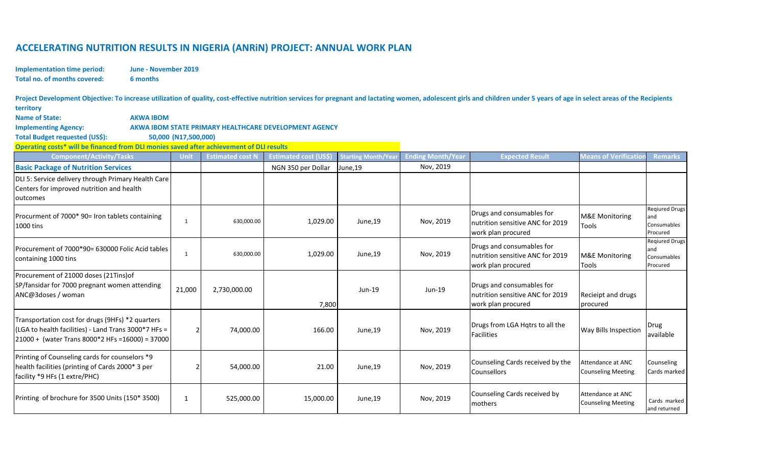# ACCELERATING NUTRITION RESULTS IN NIGERIA (ANRiN) PROJECT: ANNUAL WORK PLAN

**Implementation time period:** June - November 2019
**Total no. of months covered:** 6 months

**Project Development Objective: To increase utilization of quality, cost-effective nutrition services for pregnant and lactating women, adolescent girls and children under 5 years of age in select areas of the Recipients territory**

**Name of State:** AKWA IBOM
**Implementing Agency:** AKWA IBOM STATE PRIMARY HEALTHCARE DEVELOPMENT AGENCY
**Total Budget requested (US$):** 50,000 (N17,500,000)

**Operating costs* will be financed from DLI monies saved after achievement of DLI results**

| Component/Activity/Tasks | Unit | Estimated cost N | Estimated cost (US$) | Starting Month/Year | Ending Month/Year | Expected Result | Means of Verification | Remarks |
|---|---|---|---|---|---|---|---|---|
| **Basic Package of Nutrition Services** | | | NGN 350 per Dollar | June,19 | Nov, 2019 | | | |
| DLI 5: Service delivery through Primary Health Care Centers for improved nutrition and health outcomes | | | | | | | | |
| Procurment of 7000* 90= Iron tablets containing 1000 tins | 1 | 630,000.00 | 1,029.00 | June,19 | Nov, 2019 | Drugs and consumables for nutrition sensitive ANC for 2019 work plan procured | M&E Monitoring Tools | Reqiured Drugs and Consumables Procured |
| Procurement of 7000*90= 630000 Folic Acid tables containing 1000 tins | 1 | 630,000.00 | 1,029.00 | June,19 | Nov, 2019 | Drugs and consumables for nutrition sensitive ANC for 2019 work plan procured | M&E Monitoring Tools | Reqiured Drugs and Consumables Procured |
| Procurement of 21000 doses (21Tins)of SP/fansidar for 7000 pregnant women attending ANC@3doses / woman | 21,000 | 2,730,000.00 | 7,800 | Jun-19 | Jun-19 | Drugs and consumables for nutrition sensitive ANC for 2019 work plan procured | Recieipt and drugs procured | |
| Transportation cost for drugs (9HFs) *2 quarters (LGA to health facilities) - Land Trans 3000*7 HFs = 21000 + (water Trans 8000*2 HFs =16000) = 37000 | 2 | 74,000.00 | 166.00 | June,19 | Nov, 2019 | Drugs from LGA Hqtrs to all the Facilities | Way Bills Inspection | Drug available |
| Printing of Counseling cards for counselors *9 health facilities (printing of Cards 2000* 3 per facility *9 HFs (1 extre/PHC) | 2 | 54,000.00 | 21.00 | June,19 | Nov, 2019 | Counseling Cards received by the Counsellors | Attendance at ANC Counseling Meeting | Counseling Cards marked |
| Printing of brochure for 3500 Units (150* 3500) | 1 | 525,000.00 | 15,000.00 | June,19 | Nov, 2019 | Counseling Cards received by mothers | Attendance at ANC Counseling Meeting | Cards marked and returned |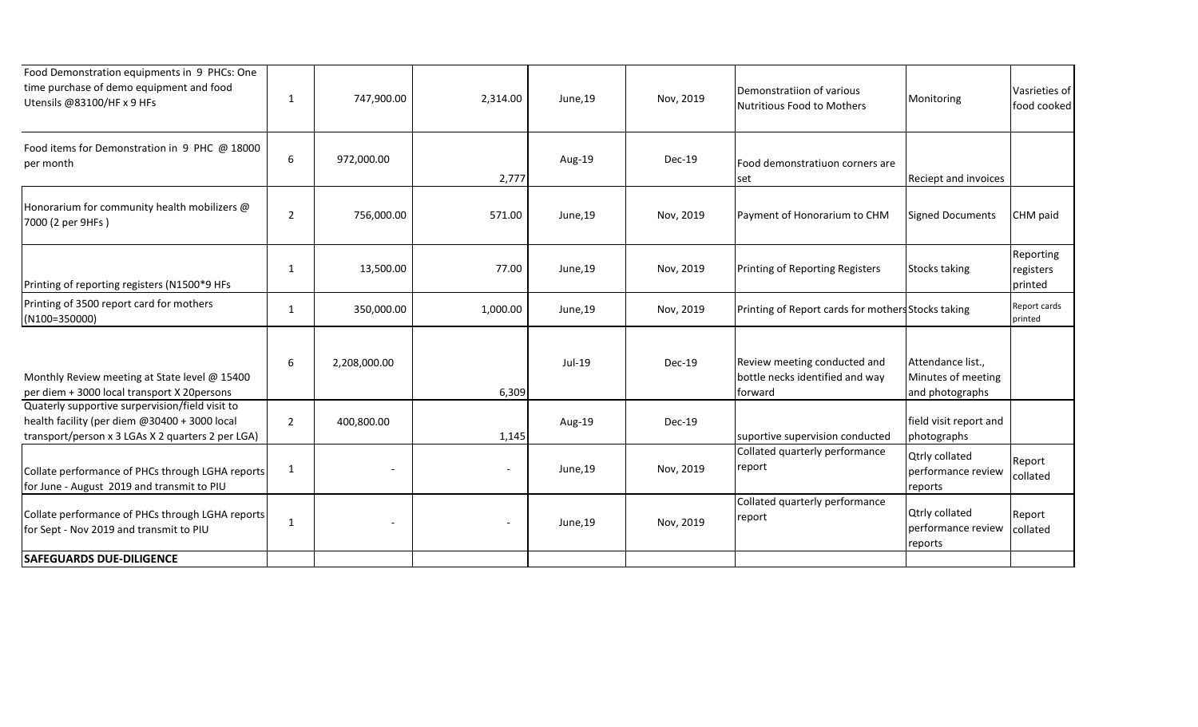| | | | | | | | | |
|---|---|---|---|---|---|---|---|---|
| Food Demonstration equipments in 9 PHCs: One time purchase of demo equipment and food Utensils @83100/HF x 9 HFs | 1 | 747,900.00 | 2,314.00 | June,19 | Nov, 2019 | Demonstratiion of various Nutritious Food to Mothers | Monitoring | Vasrieties of food cooked |
| Food items for Demonstration in 9 PHC @ 18000 per month | 6 | 972,000.00 | 2,777 | Aug-19 | Dec-19 | Food demonstratiuon corners are set | Reciept and invoices | |
| Honorarium for community health mobilizers @ 7000 (2 per 9HFs ) | 2 | 756,000.00 | 571.00 | June,19 | Nov, 2019 | Payment of Honorarium to CHM | Signed Documents | CHM paid |
| Printing of reporting registers (N1500*9 HFs | 1 | 13,500.00 | 77.00 | June,19 | Nov, 2019 | Printing of Reporting Registers | Stocks taking | Reporting registers printed |
| Printing of 3500 report card for mothers (N100=350000) | 1 | 350,000.00 | 1,000.00 | June,19 | Nov, 2019 | Printing of Report cards for mothers | Stocks taking | Report cards printed |
| Monthly Review meeting at State level @ 15400 per diem + 3000 local transport X 20persons | 6 | 2,208,000.00 | 6,309 | Jul-19 | Dec-19 | Review meeting conducted and bottle necks identified and way forward | Attendance list., Minutes of meeting and photographs | |
| Quaterly supportive surpervision/field visit to health facility (per diem @30400 + 3000 local transport/person x 3 LGAs X 2 quarters 2 per LGA) | 2 | 400,800.00 | 1,145 | Aug-19 | Dec-19 | suportive supervision conducted | field visit report and photographs | |
| Collate performance of PHCs through LGHA reports for June - August 2019 and transmit to PIU | 1 | - | - | June,19 | Nov, 2019 | Collated quarterly performance report | Qtrly collated performance review reports | Report collated |
| Collate performance of PHCs through LGHA reports for Sept - Nov 2019 and transmit to PIU | 1 | - | - | June,19 | Nov, 2019 | Collated quarterly performance report | Qtrly collated performance review reports | Report collated |
| **SAFEGUARDS DUE-DILIGENCE** | | | | | | | | |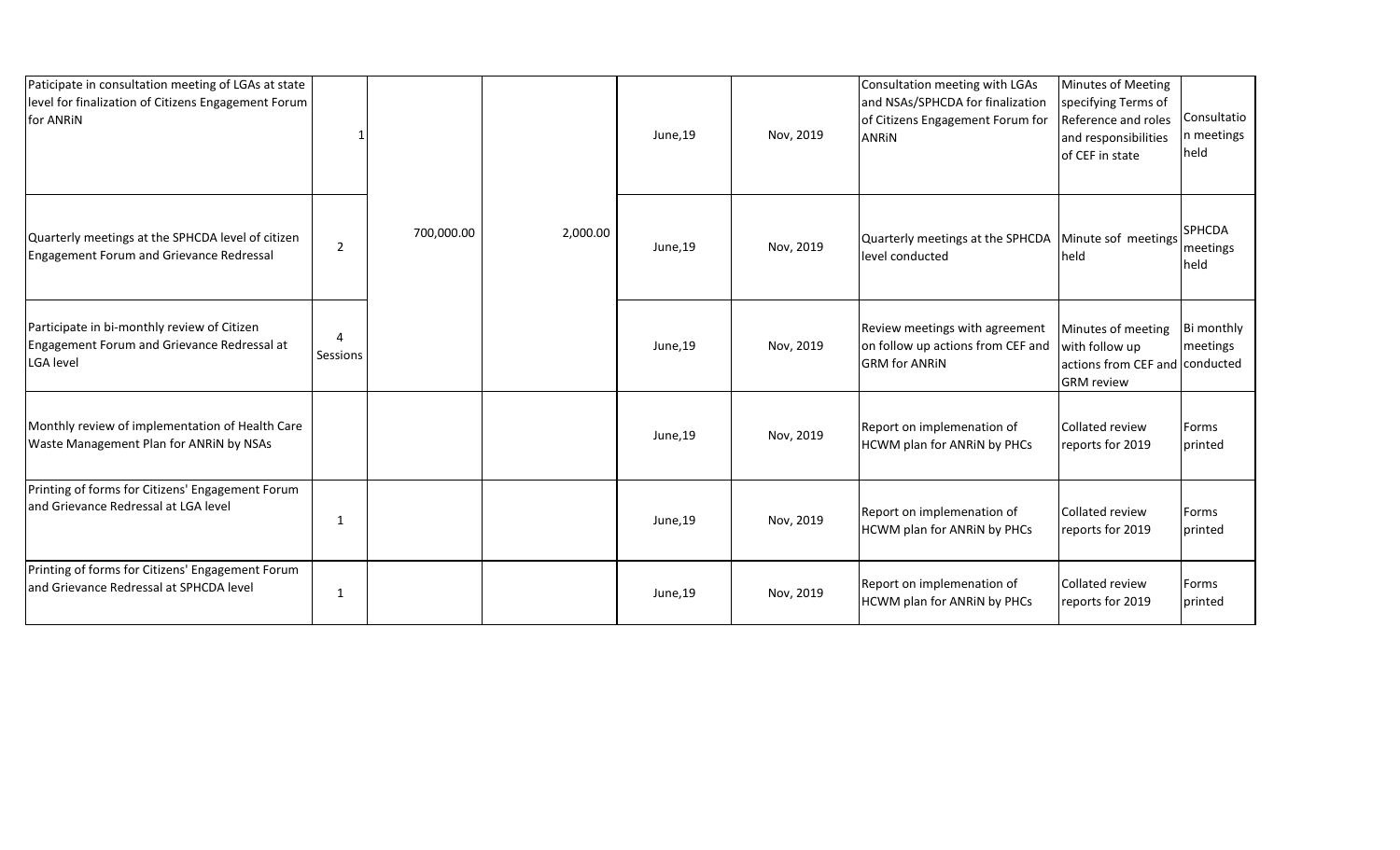| | | | | | | | | |
|---|---|---|---|---|---|---|---|---|
| Paticipate in consultation meeting of LGAs at state level for finalization of Citizens Engagement Forum for ANRiN | 1 | 700,000.00 | 2,000.00 | June,19 | Nov, 2019 | Consultation meeting with LGAs and NSAs/SPHCDA for finalization of Citizens Engagement Forum for ANRiN | Minutes of Meeting specifying Terms of Reference and roles and responsibilities of CEF in state | Consultation meetings held |
| Quarterly meetings at the SPHCDA level of citizen Engagement Forum and Grievance Redressal | 2 | | | June,19 | Nov, 2019 | Quarterly meetings at the SPHCDA level conducted | Minute sof meetings held | SPHCDA meetings held |
| Participate in bi-monthly review of Citizen Engagement Forum and Grievance Redressal at LGA level | 4 Sessions | | | June,19 | Nov, 2019 | Review meetings with agreement on follow up actions from CEF and GRM for ANRiN | Minutes of meeting with follow up actions from CEF and GRM review | Bi monthly meetings conducted |
| Monthly review of implementation of Health Care Waste Management Plan for ANRiN by NSAs | | | | June,19 | Nov, 2019 | Report on implemenation of HCWM plan for ANRiN by PHCs | Collated review reports for 2019 | Forms printed |
| Printing of forms for Citizens' Engagement Forum and Grievance Redressal at LGA level | 1 | | | June,19 | Nov, 2019 | Report on implemenation of HCWM plan for ANRiN by PHCs | Collated review reports for 2019 | Forms printed |
| Printing of forms for Citizens' Engagement Forum and Grievance Redressal at SPHCDA level | 1 | | | June,19 | Nov, 2019 | Report on implemenation of HCWM plan for ANRiN by PHCs | Collated review reports for 2019 | Forms printed |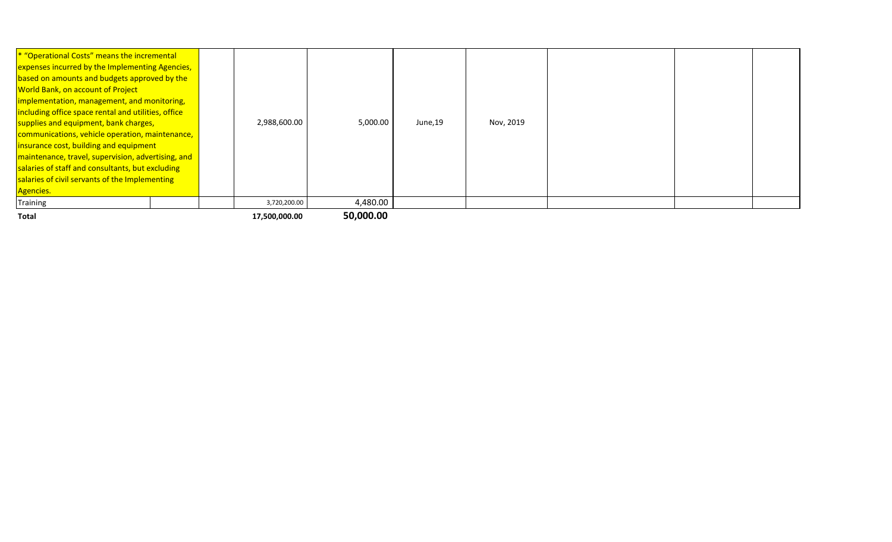| | | | | | | | | | | |
|---|---|---|---|---|---|---|---|---|---|---|
| * "Operational Costs" means the incremental expenses incurred by the Implementing Agencies, based on amounts and budgets approved by the World Bank, on account of Project implementation, management, and monitoring, including office space rental and utilities, office supplies and equipment, bank charges, communications, vehicle operation, maintenance, insurance cost, building and equipment maintenance, travel, supervision, advertising, and salaries of staff and consultants, but excluding salaries of civil servants of the Implementing Agencies. | | | 2,988,600.00 | 5,000.00 | June,19 | Nov, 2019 | | | |
| Training | | | 3,720,200.00 | 4,480.00 | | | | | |
| **Total** | | | **17,500,000.00** | **50,000.00** | | | | | |